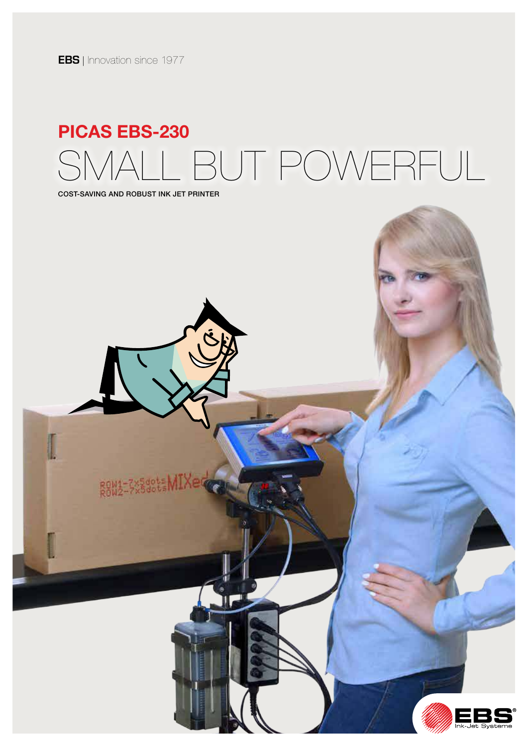**EBS** | Innovation since 1977

# PICAS EBS-230

# SMALL BUT POWERFUL

COST-SAVING AND ROBUST INK JET PRINTER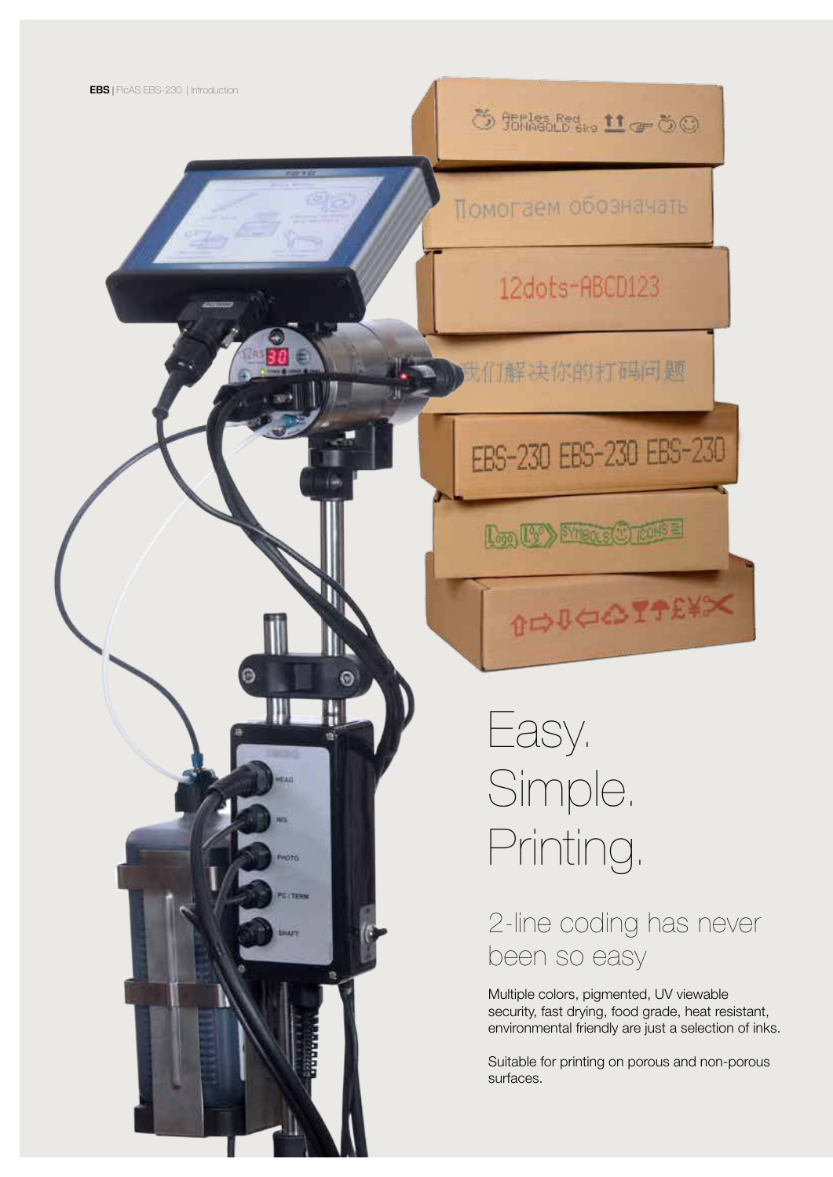# Easy. Simple. Printing.

## 2-line coding has never been so easy

Multiple colors, pigmented, UV viewable security, fast drying, food grade, heat resistant, environmental friendly are just a selection of inks.

Suitable for printing on porous and non-porous surfaces.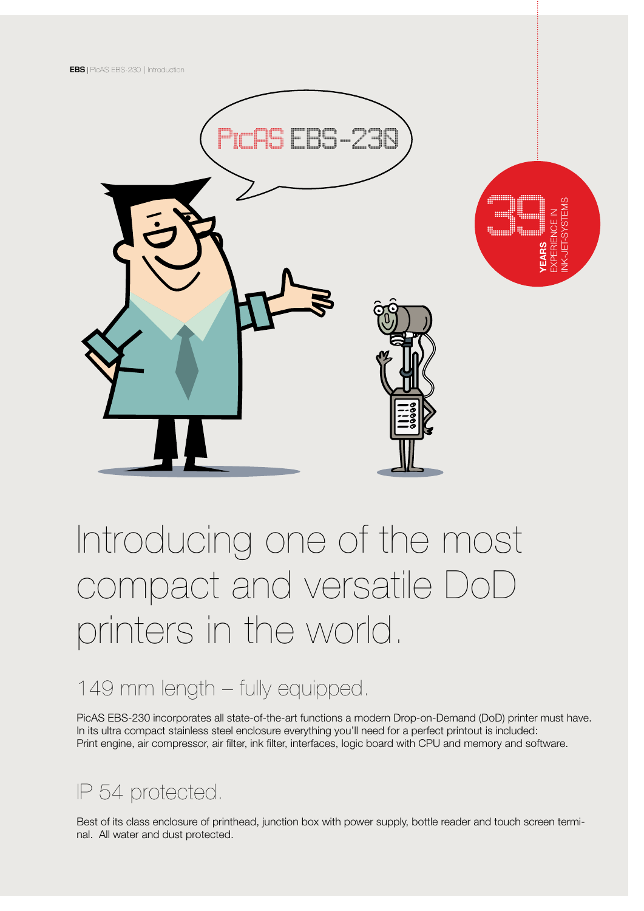# Introducing one of the most compact and versatile DoD printers in the world.

## 149 mm length – fully equipped.

PicAS EBS-230 incorporates all state-of-the-art functions a modern Drop-on-Demand (DoD) printer must have. In its ultra compact stainless steel enclosure everything you'll need for a perfect printout is included: Print engine, air compressor, air filter, ink filter, interfaces, logic board with CPU and memory and software.

## IP 54 protected.

Best of its class enclosure of printhead, junction box with power supply, bottle reader and touch screen terminal. All water and dust protected.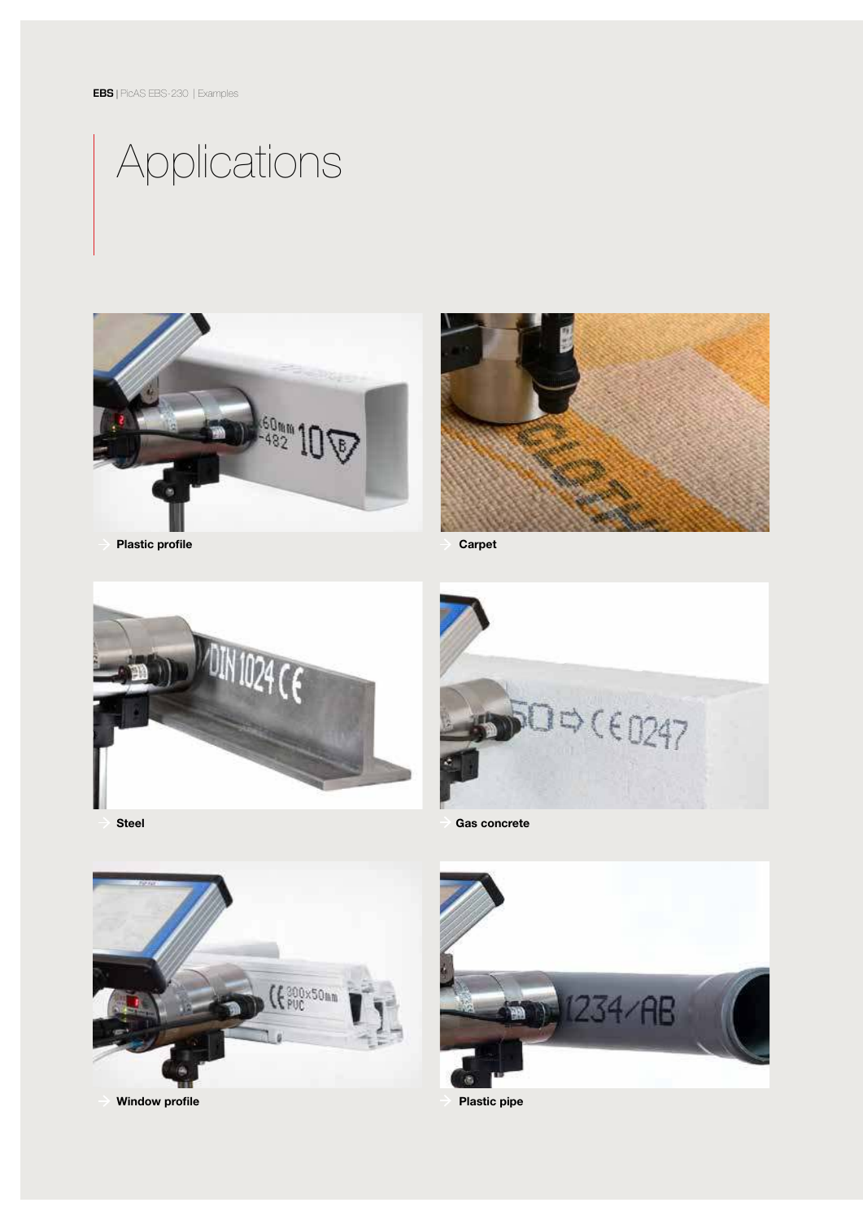# Applications

→ Plastic profile

→ Carpet

→ Steel

→ Gas concrete

→ Window profile

→ Plastic pipe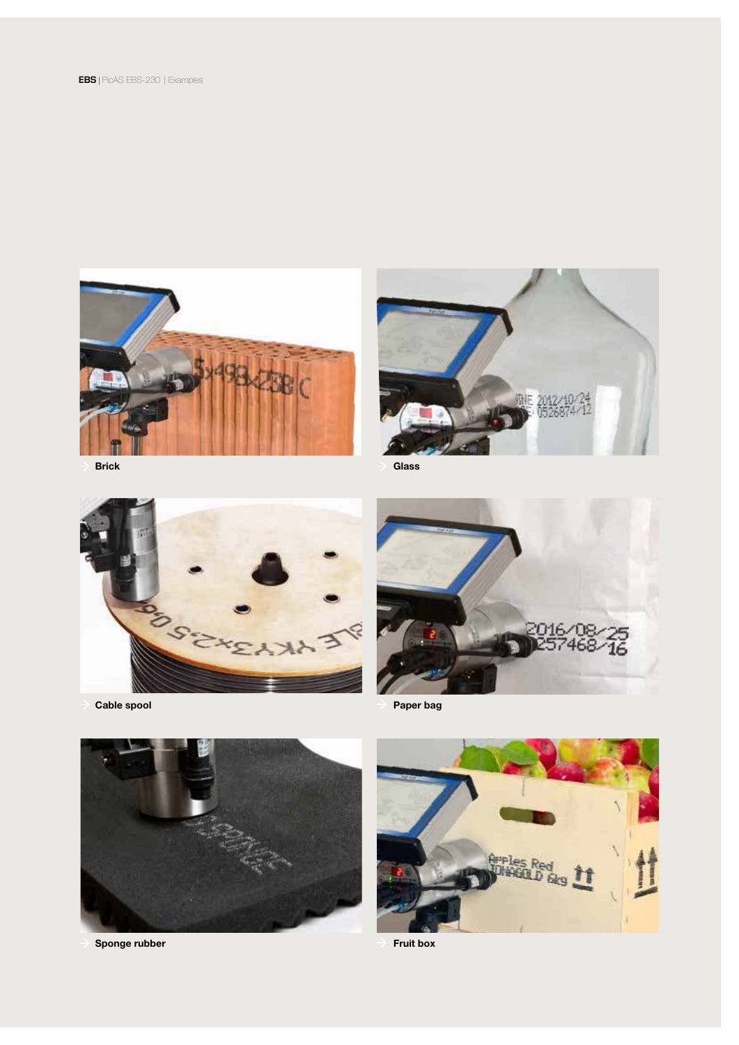Brick

Glass

Cable spool

Paper bag

Sponge rubber

Fruit box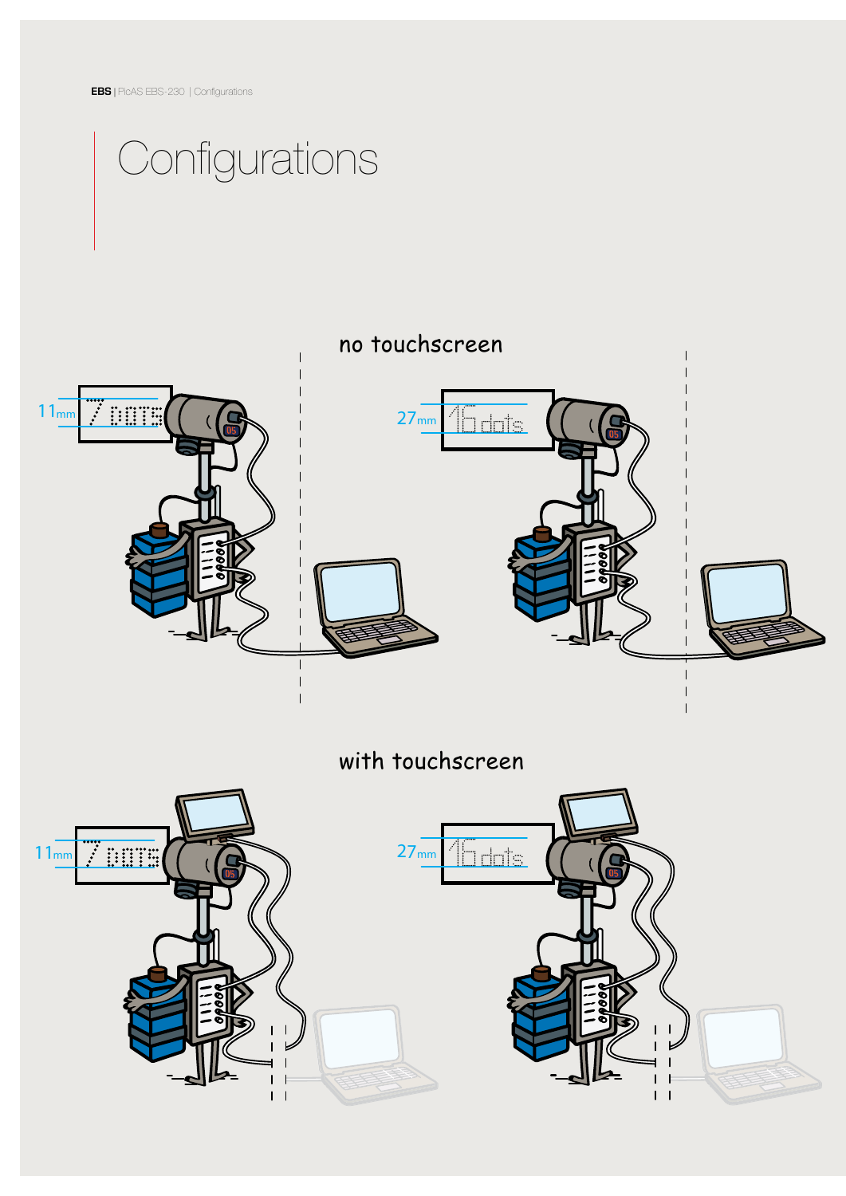# Configurations

no touchscreen

11mm 7 DOTS

27mm 16 dots

with touchscreen

11mm 7 DOTS

27mm 16 dots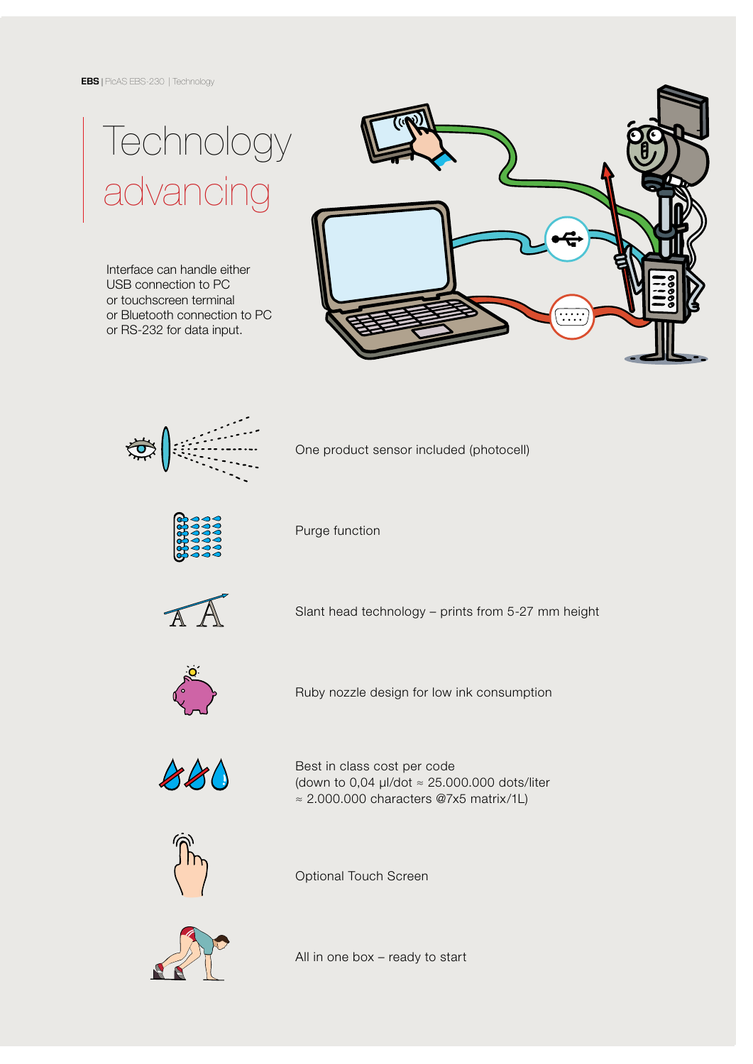# Technology advancing

Interface can handle either
USB connection to PC
or touchscreen terminal
or Bluetooth connection to PC
or RS-232 for data input.

One product sensor included (photocell)

Purge function

Slant head technology – prints from 5-27 mm height

Ruby nozzle design for low ink consumption

Best in class cost per code
(down to 0,04 µl/dot ≈ 25.000.000 dots/liter
≈ 2.000.000 characters @7x5 matrix/1L)

Optional Touch Screen

All in one box – ready to start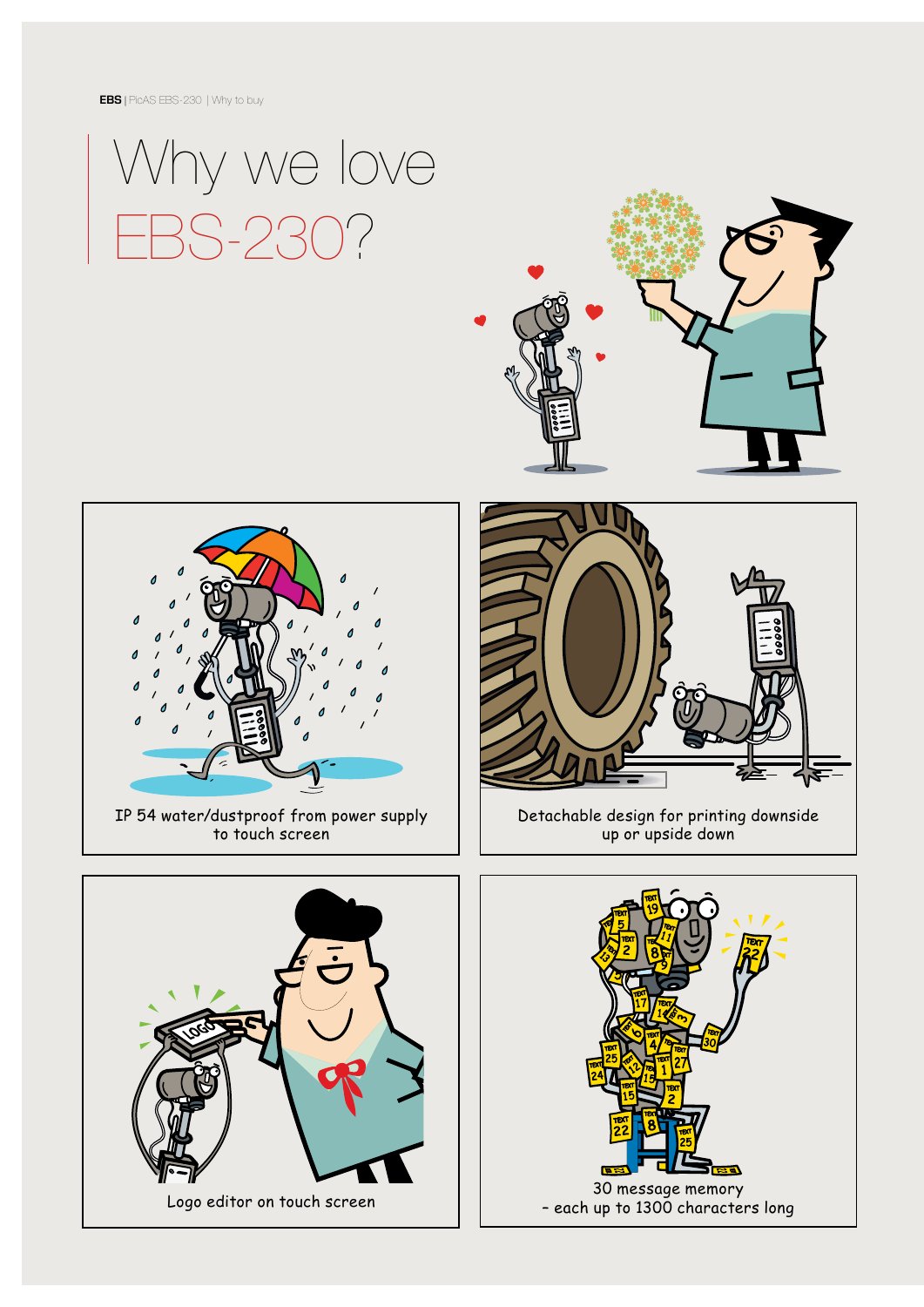# Why we love EBS-230?

IP 54 water/dustproof from power supply to touch screen

Detachable design for printing downside up or upside down

Logo editor on touch screen

30 message memory – each up to 1300 characters long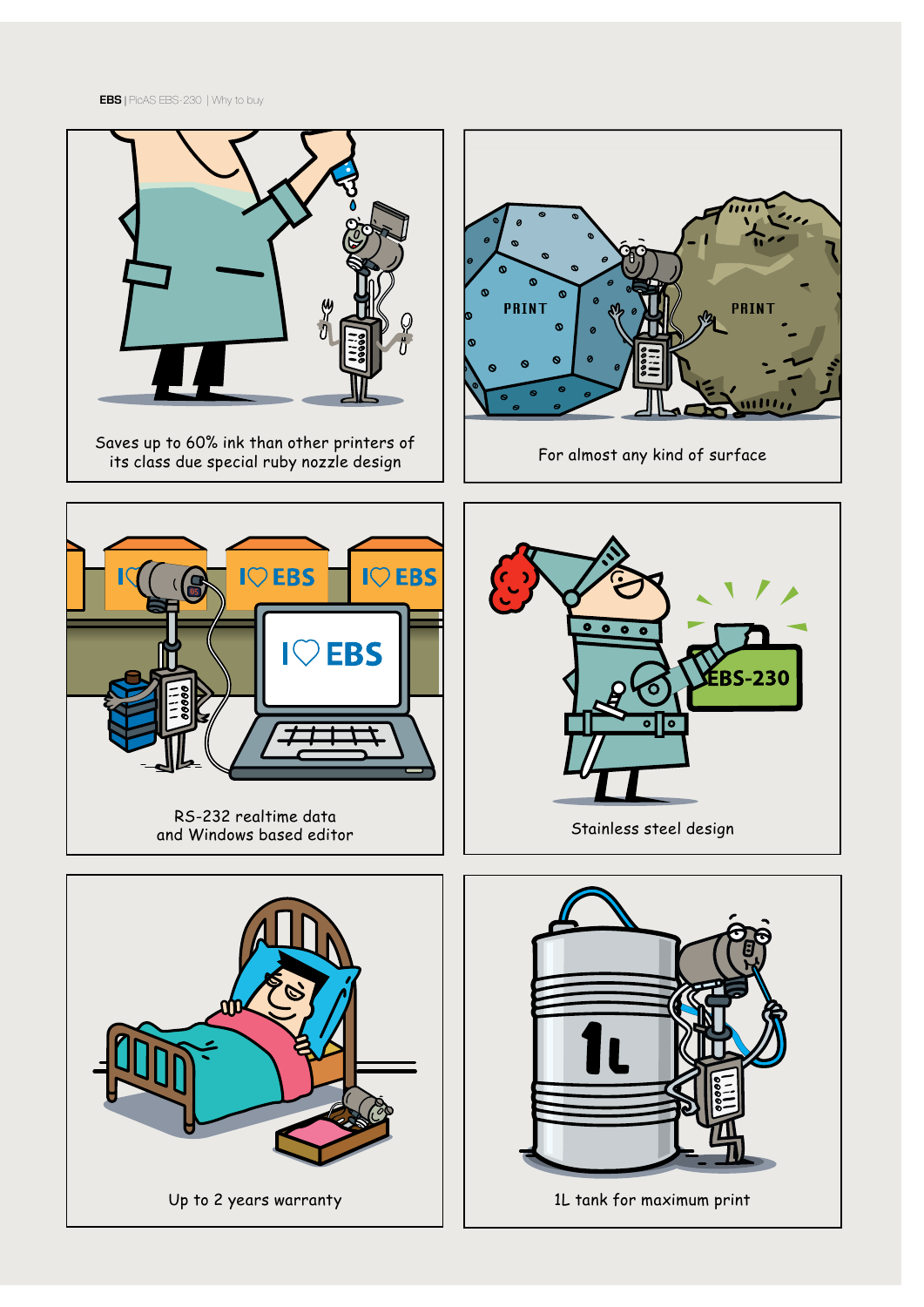Saves up to 60% ink than other printers of its class due special ruby nozzle design

For almost any kind of surface

RS-232 realtime data and Windows based editor

Stainless steel design

Up to 2 years warranty

1L tank for maximum print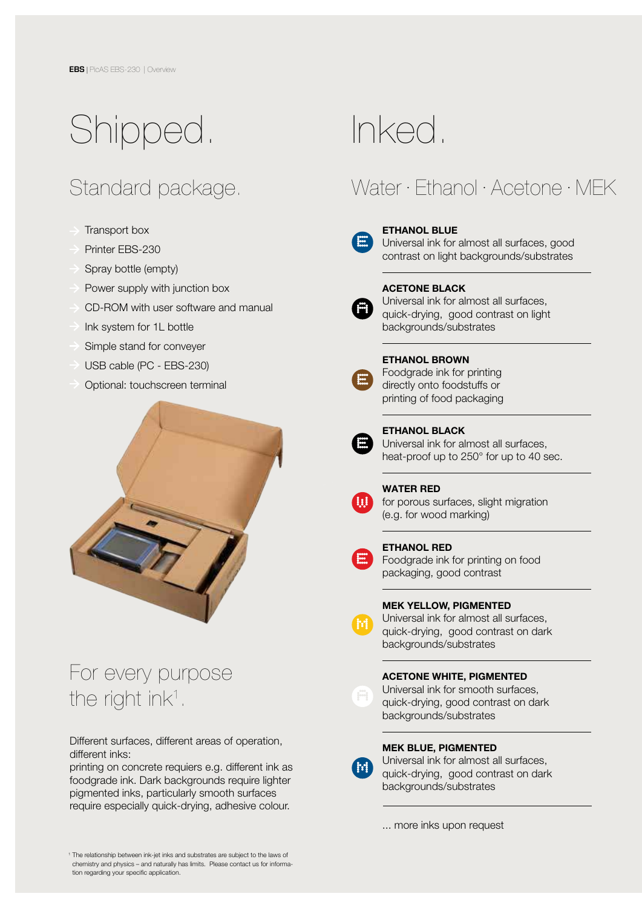# Shipped.

## Standard package.

- Transport box
- Printer EBS-230
- Spray bottle (empty)
- Power supply with junction box
- CD-ROM with user software and manual
- Ink system for 1L bottle
- Simple stand for conveyer
- USB cable (PC - EBS-230)
- Optional: touchscreen terminal

## For every purpose the right ink[1].

Different surfaces, different areas of operation, different inks:
printing on concrete requiers e.g. different ink as foodgrade ink. Dark backgrounds require lighter pigmented inks, particularly smooth surfaces require especially quick-drying, adhesive colour.

# Inked.

## Water · Ethanol · Acetone · MEK

**ETHANOL BLUE**
Universal ink for almost all surfaces, good contrast on light backgrounds/substrates

**ACETONE BLACK**
Universal ink for almost all surfaces, quick-drying, good contrast on light backgrounds/substrates

**ETHANOL BROWN**
Foodgrade ink for printing directly onto foodstuffs or printing of food packaging

**ETHANOL BLACK**
Universal ink for almost all surfaces, heat-proof up to 250° for up to 40 sec.

**WATER RED**
for porous surfaces, slight migration (e.g. for wood marking)

**ETHANOL RED**
Foodgrade ink for printing on food packaging, good contrast

**MEK YELLOW, PIGMENTED**
Universal ink for almost all surfaces, quick-drying, good contrast on dark backgrounds/substrates

**ACETONE WHITE, PIGMENTED**
Universal ink for smooth surfaces, quick-drying, good contrast on dark backgrounds/substrates

**MEK BLUE, PIGMENTED**
Universal ink for almost all surfaces, quick-drying, good contrast on dark backgrounds/substrates

... more inks upon request

[1] The relationship between ink-jet inks and substrates are subject to the laws of chemistry and physics – and naturally has limits. Please contact us for information regarding your specific application.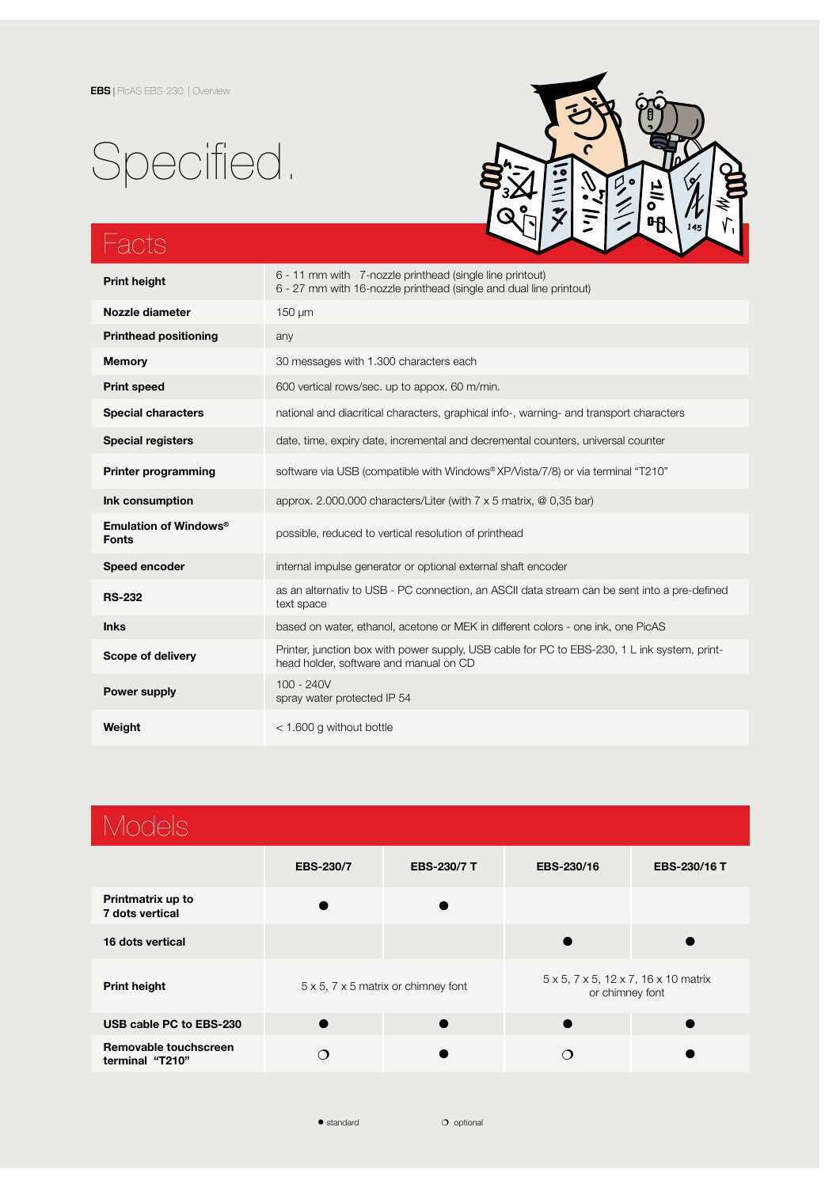EBS | PicAS EBS-230 | Overview

# Specified.

## Facts

| | |
|---|---|
| **Print height** | 6 - 11 mm with 7-nozzle printhead (single line printout)<br>6 - 27 mm with 16-nozzle printhead (single and dual line printout) |
| **Nozzle diameter** | 150 µm |
| **Printhead positioning** | any |
| **Memory** | 30 messages with 1.300 characters each |
| **Print speed** | 600 vertical rows/sec. up to appox. 60 m/min. |
| **Special characters** | national and diacritical characters, graphical info-, warning- and transport characters |
| **Special registers** | date, time, expiry date, incremental and decremental counters, universal counter |
| **Printer programming** | software via USB (compatible with Windows® XP/Vista/7/8) or via terminal "T210" |
| **Ink consumption** | approx. 2.000.000 characters/Liter (with 7 x 5 matrix, @ 0,35 bar) |
| **Emulation of Windows® Fonts** | possible, reduced to vertical resolution of printhead |
| **Speed encoder** | internal impulse generator or optional external shaft encoder |
| **RS-232** | as an alternativ to USB - PC connection, an ASCII data stream can be sent into a pre-defined text space |
| **Inks** | based on water, ethanol, acetone or MEK in different colors - one ink, one PicAS |
| **Scope of delivery** | Printer, junction box with power supply, USB cable for PC to EBS-230, 1 L ink system, print-head holder, software and manual on CD |
| **Power supply** | 100 - 240V<br>spray water protected IP 54 |
| **Weight** | < 1.600 g without bottle |

## Models

| | EBS-230/7 | EBS-230/7 T | EBS-230/16 | EBS-230/16 T |
|---|---|---|---|---|
| **Printmatrix up to 7 dots vertical** | ● | ● | | |
| **16 dots vertical** | | | ● | ● |
| **Print height** | 5 x 5, 7 x 5 matrix or chimney font | | 5 x 5, 7 x 5, 12 x 7, 16 x 10 matrix or chimney font | |
| **USB cable PC to EBS-230** | ● | ● | ● | ● |
| **Removable touchscreen terminal "T210"** | ❍ | ● | ❍ | ● |

● standard ❍ optional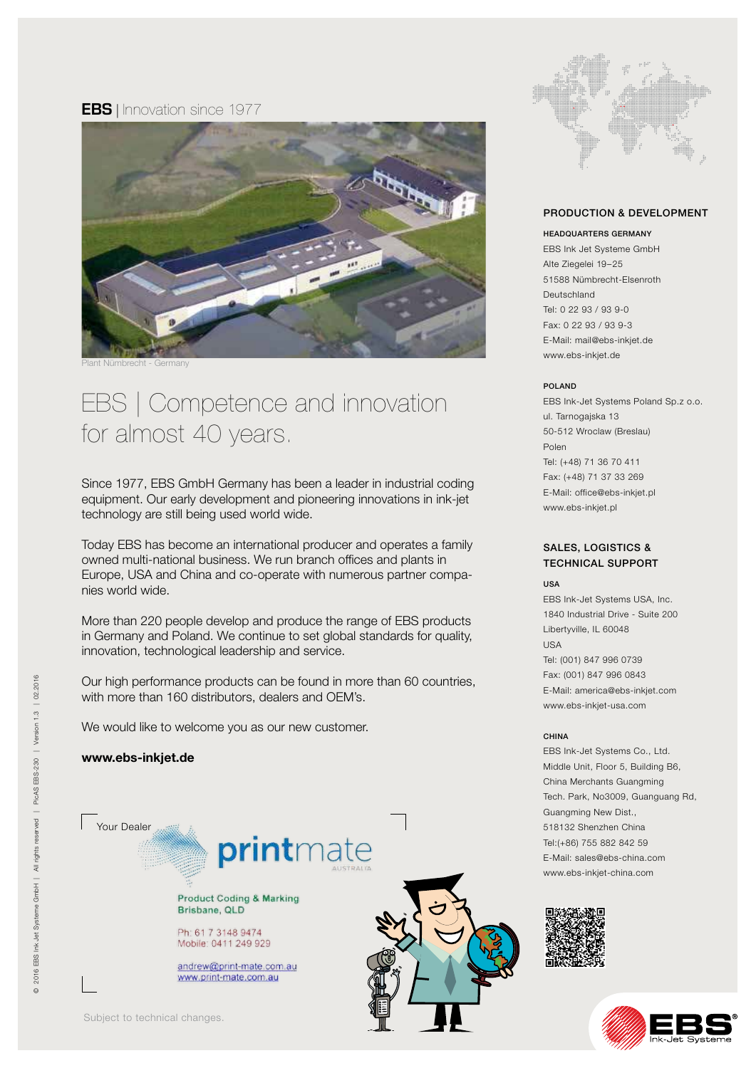**EBS** | Innovation since 1977

Plant Nümbrecht - Germany

# EBS | Competence and innovation for almost 40 years.

Since 1977, EBS GmbH Germany has been a leader in industrial coding equipment. Our early development and pioneering innovations in ink-jet technology are still being used world wide.

Today EBS has become an international producer and operates a family owned multi-national business. We run branch offices and plants in Europe, USA and China and co-operate with numerous partner companies world wide.

More than 220 people develop and produce the range of EBS products in Germany and Poland. We continue to set global standards for quality, innovation, technological leadership and service.

Our high performance products can be found in more than 60 countries, with more than 160 distributors, dealers and OEM's.

We would like to welcome you as our new customer.

**www.ebs-inkjet.de**

Your Dealer

printmate AUSTRALIA

Product Coding & Marking
Brisbane, QLD

Ph: 61 7 3148 9474
Mobile: 0411 249 929

andrew@print-mate.com.au
www.print-mate.com.au

Subject to technical changes.

## PRODUCTION & DEVELOPMENT

### HEADQUARTERS GERMANY

EBS Ink Jet Systeme GmbH
Alte Ziegelei 19–25
51588 Nümbrecht-Elsenroth
Deutschland
Tel: 0 22 93 / 93 9-0
Fax: 0 22 93 / 93 9-3
E-Mail: mail@ebs-inkjet.de
www.ebs-inkjet.de

### POLAND

EBS Ink-Jet Systems Poland Sp.z o.o.
ul. Tarnogajska 13
50-512 Wroclaw (Breslau)
Polen
Tel: (+48) 71 36 70 411
Fax: (+48) 71 37 33 269
E-Mail: office@ebs-inkjet.pl
www.ebs-inkjet.pl

## SALES, LOGISTICS & TECHNICAL SUPPORT

### USA

EBS Ink-Jet Systems USA, Inc.
1840 Industrial Drive - Suite 200
Libertyville, IL 60048
USA
Tel: (001) 847 996 0739
Fax: (001) 847 996 0843
E-Mail: america@ebs-inkjet.com
www.ebs-inkjet-usa.com

### CHINA

EBS Ink-Jet Systems Co., Ltd.
Middle Unit, Floor 5, Building B6,
China Merchants Guangming
Tech. Park, No3009, Guanguang Rd,
Guangming New Dist.,
518132 Shenzhen China
Tel:(+86) 755 882 842 59
E-Mail: sales@ebs-china.com
www.ebs-inkjet-china.com

EBS® Ink-Jet Systeme

© 2016 EBS Ink-Jet Systeme GmbH | All rights reserved | PicAS EBS-230 | Version 1.3 | 02.2016